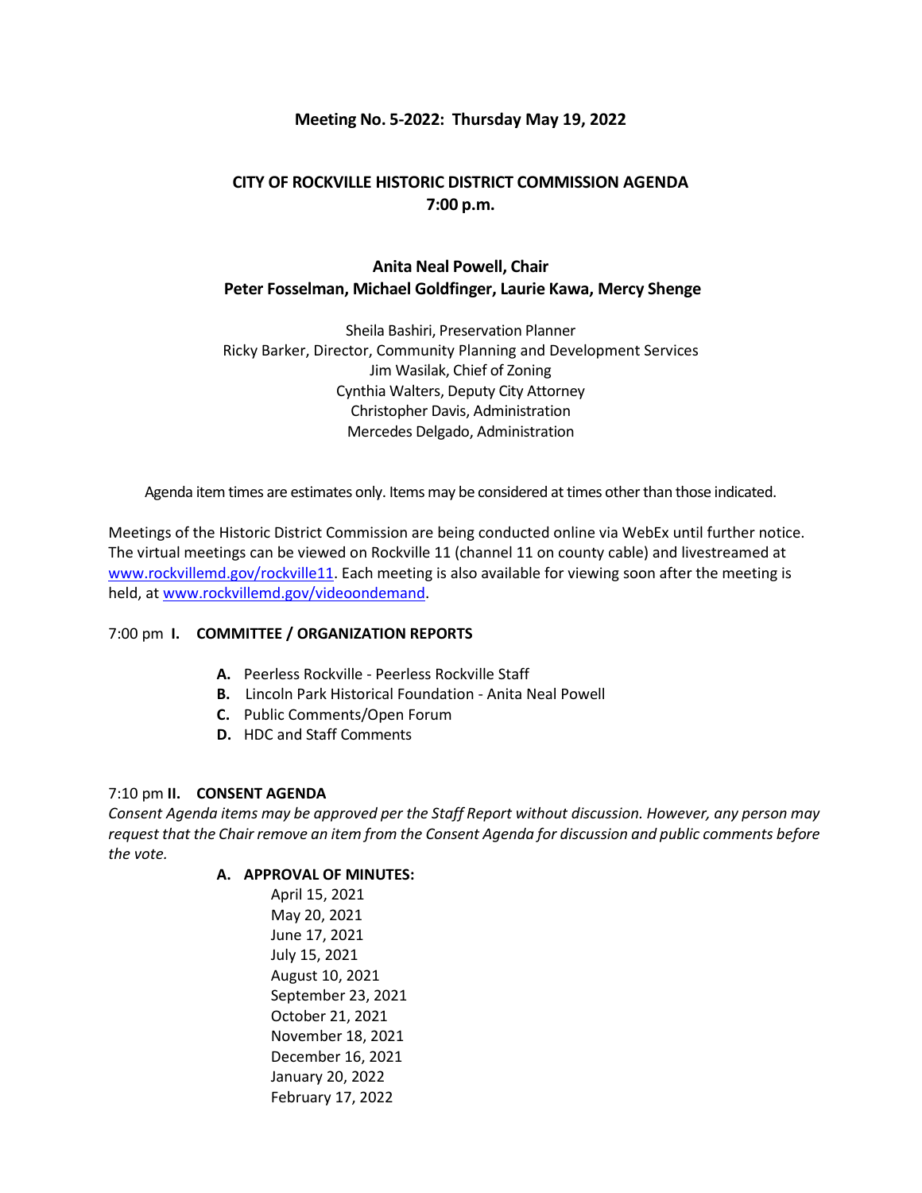**Meeting No. 5-2022: Thursday May 19, 2022**

# CITY OF ROCKVILLE HISTORIC DISTRICT COMMISSION AGENDA
## 7:00 p.m.

**Anita Neal Powell, Chair**
**Peter Fosselman, Michael Goldfinger, Laurie Kawa, Mercy Shenge**

Sheila Bashiri, Preservation Planner
Ricky Barker, Director, Community Planning and Development Services
Jim Wasilak, Chief of Zoning
Cynthia Walters, Deputy City Attorney
Christopher Davis, Administration
Mercedes Delgado, Administration

Agenda item times are estimates only. Items may be considered at times other than those indicated.

Meetings of the Historic District Commission are being conducted online via WebEx until further notice. The virtual meetings can be viewed on Rockville 11 (channel 11 on county cable) and livestreamed at [www.rockvillemd.gov/rockville11](www.rockvillemd.gov/rockville11). Each meeting is also available for viewing soon after the meeting is held, at [www.rockvillemd.gov/videoondemand](www.rockvillemd.gov/videoondemand).

7:00 pm **I. COMMITTEE / ORGANIZATION REPORTS**

- **A.** Peerless Rockville - Peerless Rockville Staff
- **B.** Lincoln Park Historical Foundation - Anita Neal Powell
- **C.** Public Comments/Open Forum
- **D.** HDC and Staff Comments

7:10 pm **II. CONSENT AGENDA**

*Consent Agenda items may be approved per the Staff Report without discussion. However, any person may request that the Chair remove an item from the Consent Agenda for discussion and public comments before the vote.*

**A. APPROVAL OF MINUTES:**

April 15, 2021
May 20, 2021
June 17, 2021
July 15, 2021
August 10, 2021
September 23, 2021
October 21, 2021
November 18, 2021
December 16, 2021
January 20, 2022
February 17, 2022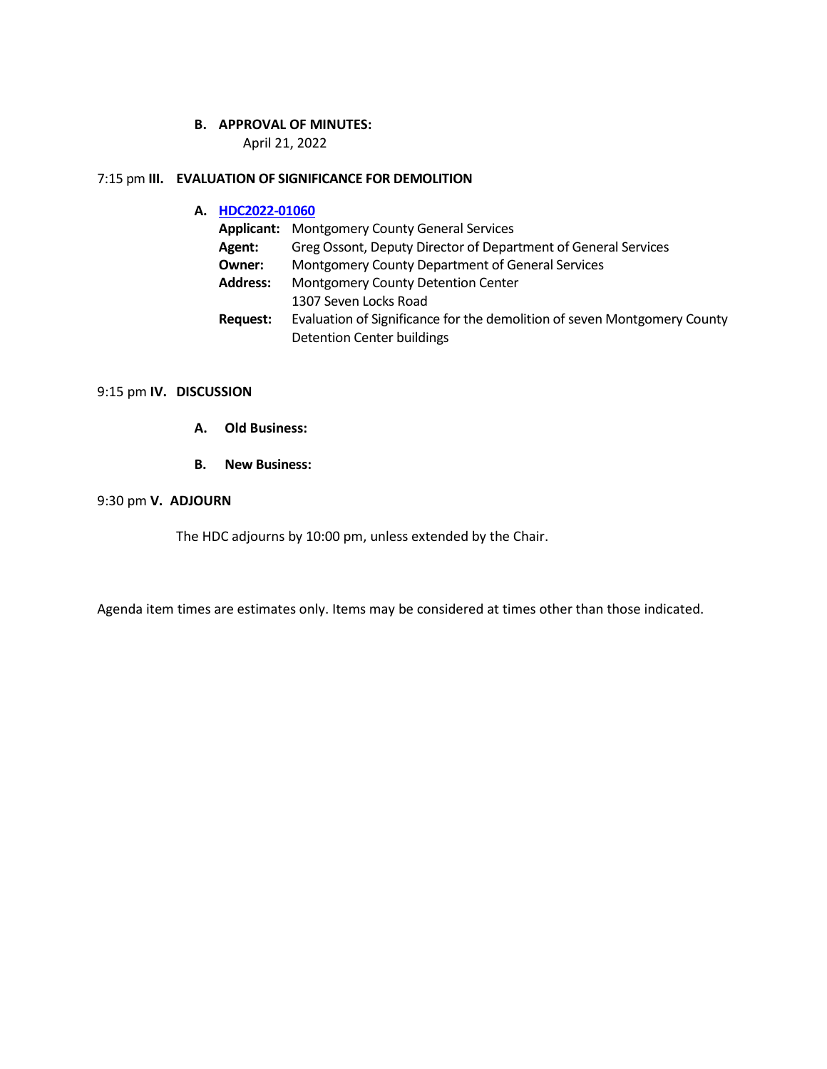**B. APPROVAL OF MINUTES:**

April 21, 2022

7:15 pm **III. EVALUATION OF SIGNIFICANCE FOR DEMOLITION**

**A. [HDC2022-01060]**

**Applicant:** Montgomery County General Services
**Agent:** Greg Ossont, Deputy Director of Department of General Services
**Owner:** Montgomery County Department of General Services
**Address:** Montgomery County Detention Center
1307 Seven Locks Road
**Request:** Evaluation of Significance for the demolition of seven Montgomery County Detention Center buildings

9:15 pm **IV. DISCUSSION**

**A. Old Business:**

**B. New Business:**

9:30 pm **V. ADJOURN**

The HDC adjourns by 10:00 pm, unless extended by the Chair.

Agenda item times are estimates only. Items may be considered at times other than those indicated.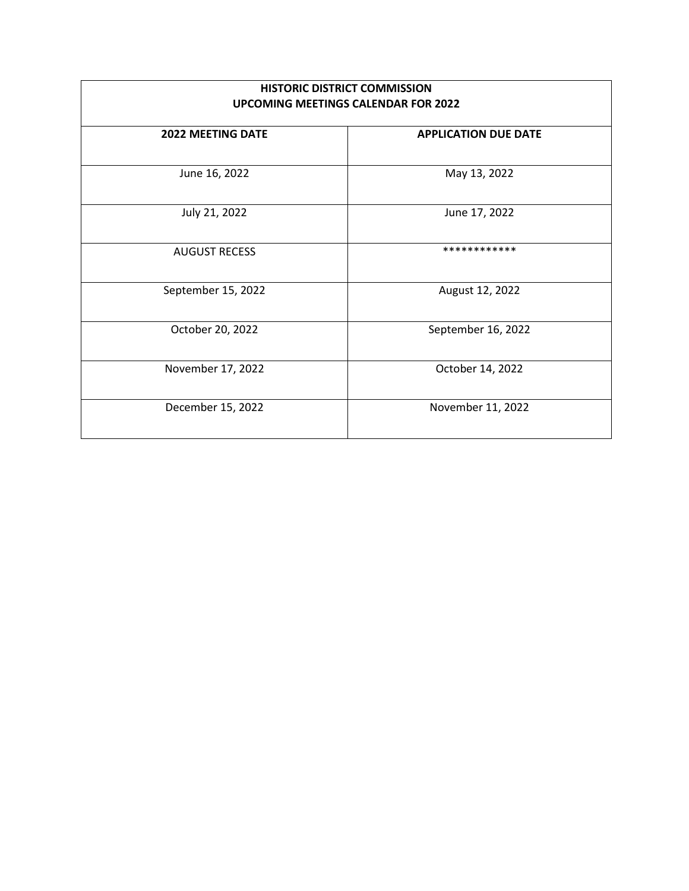| HISTORIC DISTRICT COMMISSION<br>UPCOMING MEETINGS CALENDAR FOR 2022 | |
|---|---|
| **2022 MEETING DATE** | **APPLICATION DUE DATE** |
| June 16, 2022 | May 13, 2022 |
| July 21, 2022 | June 17, 2022 |
| AUGUST RECESS | ************ |
| September 15, 2022 | August 12, 2022 |
| October 20, 2022 | September 16, 2022 |
| November 17, 2022 | October 14, 2022 |
| December 15, 2022 | November 11, 2022 |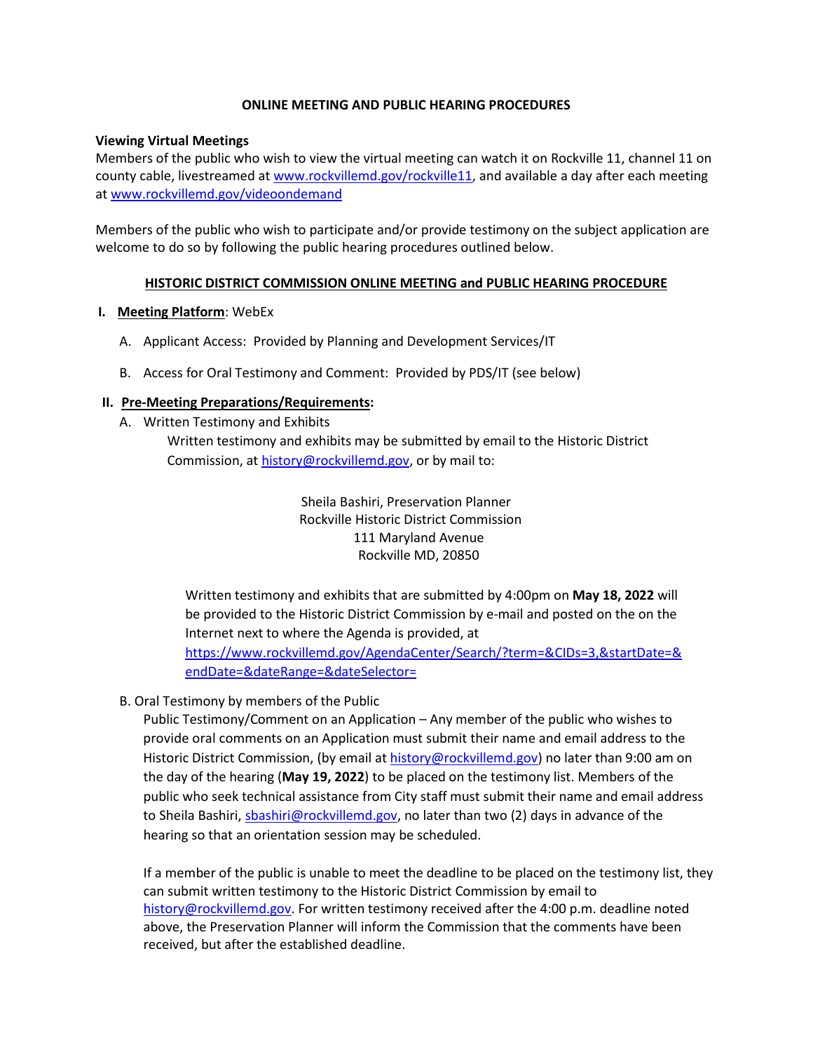**ONLINE MEETING AND PUBLIC HEARING PROCEDURES**

**Viewing Virtual Meetings**
Members of the public who wish to view the virtual meeting can watch it on Rockville 11, channel 11 on county cable, livestreamed at www.rockvillemd.gov/rockville11, and available a day after each meeting at www.rockvillemd.gov/videoondemand

Members of the public who wish to participate and/or provide testimony on the subject application are welcome to do so by following the public hearing procedures outlined below.

**HISTORIC DISTRICT COMMISSION ONLINE MEETING and PUBLIC HEARING PROCEDURE**

**I. Meeting Platform**: WebEx

A. Applicant Access: Provided by Planning and Development Services/IT

B. Access for Oral Testimony and Comment: Provided by PDS/IT (see below)

**II. Pre-Meeting Preparations/Requirements:**

A. Written Testimony and Exhibits

Written testimony and exhibits may be submitted by email to the Historic District Commission, at history@rockvillemd.gov, or by mail to:

Sheila Bashiri, Preservation Planner
Rockville Historic District Commission
111 Maryland Avenue
Rockville MD, 20850

Written testimony and exhibits that are submitted by 4:00pm on **May 18, 2022** will be provided to the Historic District Commission by e-mail and posted on the on the Internet next to where the Agenda is provided, at https://www.rockvillemd.gov/AgendaCenter/Search/?term=&CIDs=3,&startDate=&endDate=&dateRange=&dateSelector=

B. Oral Testimony by members of the Public

Public Testimony/Comment on an Application – Any member of the public who wishes to provide oral comments on an Application must submit their name and email address to the Historic District Commission, (by email at history@rockvillemd.gov) no later than 9:00 am on the day of the hearing (**May 19, 2022**) to be placed on the testimony list. Members of the public who seek technical assistance from City staff must submit their name and email address to Sheila Bashiri, sbashiri@rockvillemd.gov, no later than two (2) days in advance of the hearing so that an orientation session may be scheduled.

If a member of the public is unable to meet the deadline to be placed on the testimony list, they can submit written testimony to the Historic District Commission by email to history@rockvillemd.gov. For written testimony received after the 4:00 p.m. deadline noted above, the Preservation Planner will inform the Commission that the comments have been received, but after the established deadline.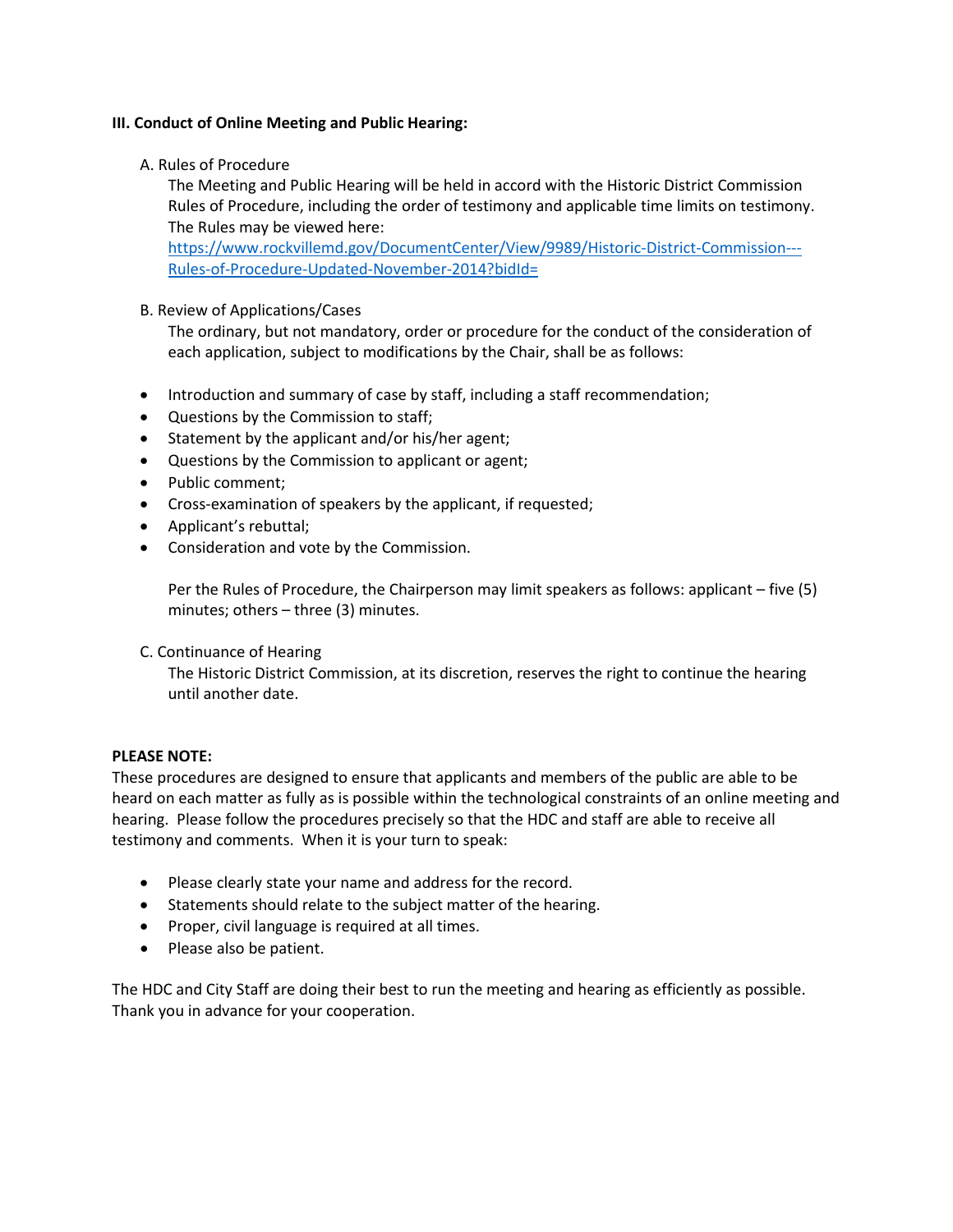**III. Conduct of Online Meeting and Public Hearing:**

A. Rules of Procedure

The Meeting and Public Hearing will be held in accord with the Historic District Commission Rules of Procedure, including the order of testimony and applicable time limits on testimony. The Rules may be viewed here: [https://www.rockvillemd.gov/DocumentCenter/View/9989/Historic-District-Commission---Rules-of-Procedure-Updated-November-2014?bidId=](https://www.rockvillemd.gov/DocumentCenter/View/9989/Historic-District-Commission---Rules-of-Procedure-Updated-November-2014?bidId=)

B. Review of Applications/Cases

The ordinary, but not mandatory, order or procedure for the conduct of the consideration of each application, subject to modifications by the Chair, shall be as follows:

- Introduction and summary of case by staff, including a staff recommendation;
- Questions by the Commission to staff;
- Statement by the applicant and/or his/her agent;
- Questions by the Commission to applicant or agent;
- Public comment;
- Cross-examination of speakers by the applicant, if requested;
- Applicant's rebuttal;
- Consideration and vote by the Commission.

Per the Rules of Procedure, the Chairperson may limit speakers as follows: applicant – five (5) minutes; others – three (3) minutes.

C. Continuance of Hearing

The Historic District Commission, at its discretion, reserves the right to continue the hearing until another date.

**PLEASE NOTE:**

These procedures are designed to ensure that applicants and members of the public are able to be heard on each matter as fully as is possible within the technological constraints of an online meeting and hearing. Please follow the procedures precisely so that the HDC and staff are able to receive all testimony and comments. When it is your turn to speak:

- Please clearly state your name and address for the record.
- Statements should relate to the subject matter of the hearing.
- Proper, civil language is required at all times.
- Please also be patient.

The HDC and City Staff are doing their best to run the meeting and hearing as efficiently as possible. Thank you in advance for your cooperation.